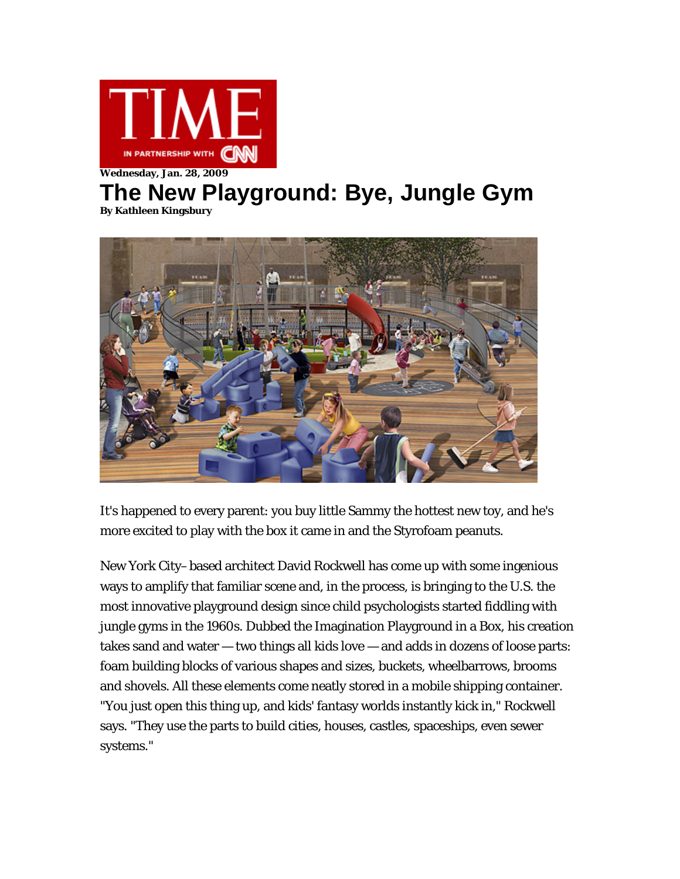TIME IN PARTNERSHIP WITH CNN

**Wednesday, Jan. 28, 2009**

# The New Playground: Bye, Jungle Gym

**By Kathleen Kingsbury**

It's happened to every parent: you buy little Sammy the hottest new toy, and he's more excited to play with the box it came in and the Styrofoam peanuts.

New York City–based architect David Rockwell has come up with some ingenious ways to amplify that familiar scene and, in the process, is bringing to the U.S. the most innovative playground design since child psychologists started fiddling with jungle gyms in the 1960s. Dubbed the Imagination Playground in a Box, his creation takes sand and water — two things all kids love — and adds in dozens of loose parts: foam building blocks of various shapes and sizes, buckets, wheelbarrows, brooms and shovels. All these elements come neatly stored in a mobile shipping container. "You just open this thing up, and kids' fantasy worlds instantly kick in," Rockwell says. "They use the parts to build cities, houses, castles, spaceships, even sewer systems."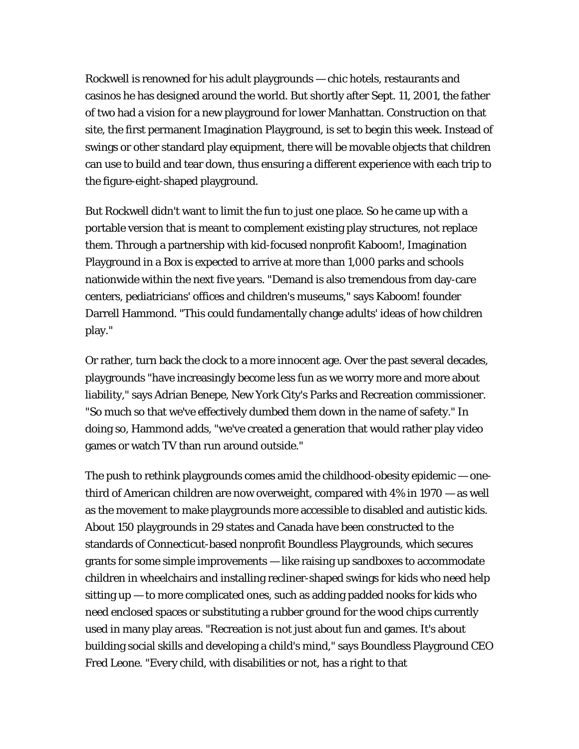Rockwell is renowned for his adult playgrounds — chic hotels, restaurants and casinos he has designed around the world. But shortly after Sept. 11, 2001, the father of two had a vision for a new playground for lower Manhattan. Construction on that site, the first permanent Imagination Playground, is set to begin this week. Instead of swings or other standard play equipment, there will be movable objects that children can use to build and tear down, thus ensuring a different experience with each trip to the figure-eight-shaped playground.

But Rockwell didn't want to limit the fun to just one place. So he came up with a portable version that is meant to complement existing play structures, not replace them. Through a partnership with kid-focused nonprofit Kaboom!, Imagination Playground in a Box is expected to arrive at more than 1,000 parks and schools nationwide within the next five years. "Demand is also tremendous from day-care centers, pediatricians' offices and children's museums," says Kaboom! founder Darrell Hammond. "This could fundamentally change adults' ideas of how children play."

Or rather, turn back the clock to a more innocent age. Over the past several decades, playgrounds "have increasingly become less fun as we worry more and more about liability," says Adrian Benepe, New York City's Parks and Recreation commissioner. "So much so that we've effectively dumbed them down in the name of safety." In doing so, Hammond adds, "we've created a generation that would rather play video games or watch TV than run around outside."

The push to rethink playgrounds comes amid the childhood-obesity epidemic — one-third of American children are now overweight, compared with 4% in 1970 — as well as the movement to make playgrounds more accessible to disabled and autistic kids. About 150 playgrounds in 29 states and Canada have been constructed to the standards of Connecticut-based nonprofit Boundless Playgrounds, which secures grants for some simple improvements — like raising up sandboxes to accommodate children in wheelchairs and installing recliner-shaped swings for kids who need help sitting up — to more complicated ones, such as adding padded nooks for kids who need enclosed spaces or substituting a rubber ground for the wood chips currently used in many play areas. "Recreation is not just about fun and games. It's about building social skills and developing a child's mind," says Boundless Playground CEO Fred Leone. "Every child, with disabilities or not, has a right to that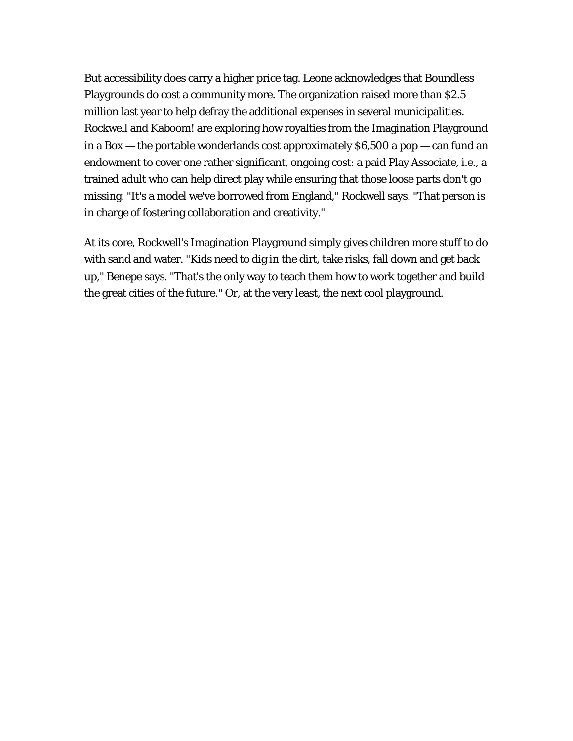But accessibility does carry a higher price tag. Leone acknowledges that Boundless Playgrounds do cost a community more. The organization raised more than $2.5 million last year to help defray the additional expenses in several municipalities. Rockwell and Kaboom! are exploring how royalties from the Imagination Playground in a Box — the portable wonderlands cost approximately $6,500 a pop — can fund an endowment to cover one rather significant, ongoing cost: a paid Play Associate, i.e., a trained adult who can help direct play while ensuring that those loose parts don't go missing. "It's a model we've borrowed from England," Rockwell says. "That person is in charge of fostering collaboration and creativity."

At its core, Rockwell's Imagination Playground simply gives children more stuff to do with sand and water. "Kids need to dig in the dirt, take risks, fall down and get back up," Benepe says. "That's the only way to teach them how to work together and build the great cities of the future." Or, at the very least, the next cool playground.